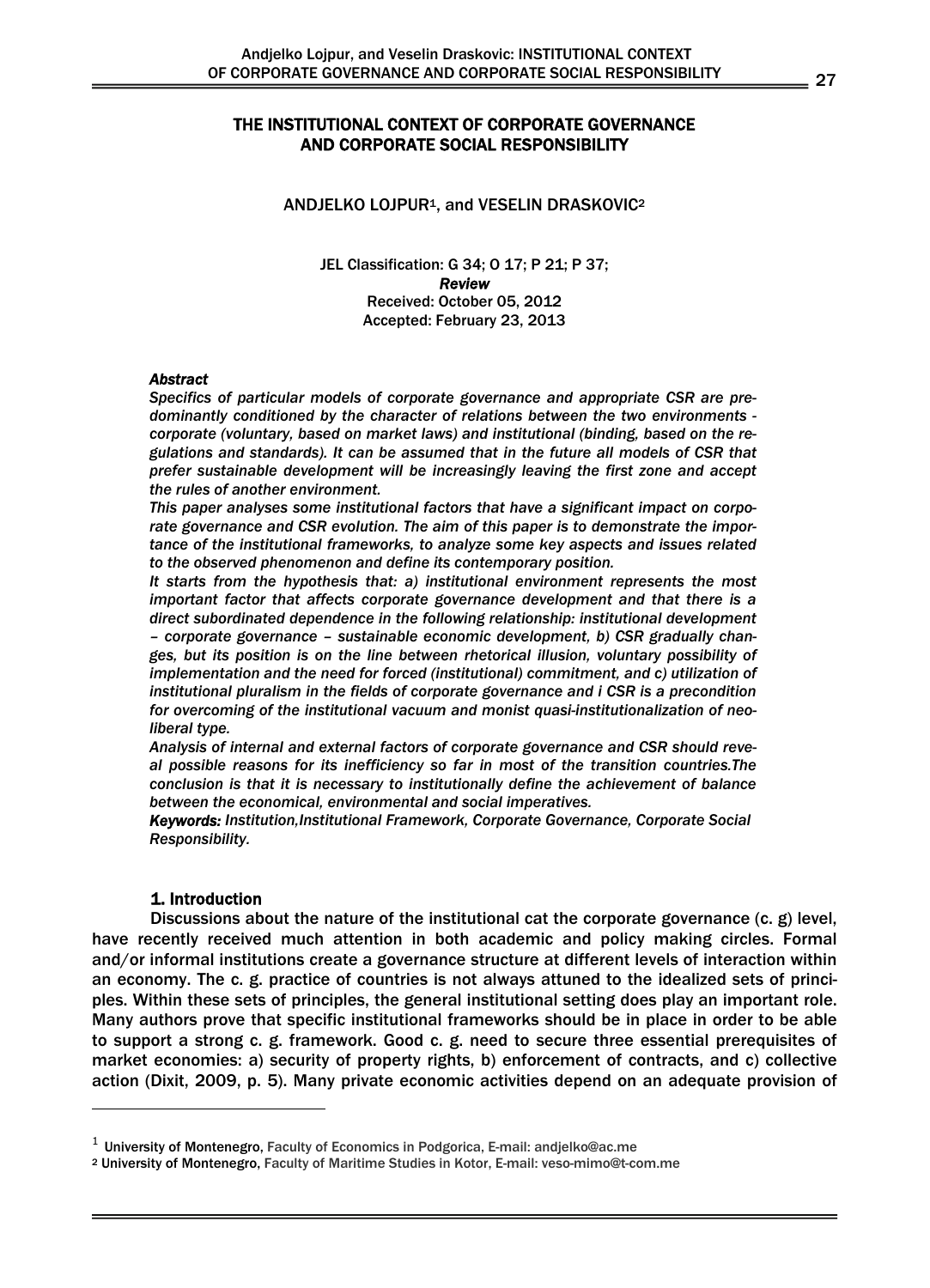# THE INSTITUTIONAL CONTEXT OF CORPORATE GOVERNANCE AND CORPORATE SOCIAL RESPONSIBILITY

ANDJELKO LOJPUR[1], and VESELIN DRASKOVIC[2]

JEL Classification: G 34; O 17; P 21; P 37;
*Review*
Received: October 05, 2012
Accepted: February 23, 2013

### *Abstract*

*Specifics of particular models of corporate governance and appropriate CSR are predominantly conditioned by the character of relations between the two environments - corporate (voluntary, based on market laws) and institutional (binding, based on the regulations and standards). It can be assumed that in the future all models of CSR that prefer sustainable development will be increasingly leaving the first zone and accept the rules of another environment.*

*This paper analyses some institutional factors that have a significant impact on corporate governance and CSR evolution. The aim of this paper is to demonstrate the importance of the institutional frameworks, to analyze some key aspects and issues related to the observed phenomenon and define its contemporary position.*

*It starts from the hypothesis that: a) institutional environment represents the most important factor that affects corporate governance development and that there is a direct subordinated dependence in the following relationship: institutional development – corporate governance – sustainable economic development, b) CSR gradually changes, but its position is on the line between rhetorical illusion, voluntary possibility of implementation and the need for forced (institutional) commitment, and c) utilization of institutional pluralism in the fields of corporate governance and i CSR is a precondition for overcoming of the institutional vacuum and monist quasi-institutionalization of neoliberal type.*

*Analysis of internal and external factors of corporate governance and CSR should reveal possible reasons for its inefficiency so far in most of the transition countries.The conclusion is that it is necessary to institutionally define the achievement of balance between the economical, environmental and social imperatives.*

***Keywords:*** *Institution,Institutional Framework, Corporate Governance, Corporate Social Responsibility.*

## 1. Introduction

Discussions about the nature of the institutional cat the corporate governance (c. g) level, have recently received much attention in both academic and policy making circles. Formal and/or informal institutions create a governance structure at different levels of interaction within an economy. The c. g. practice of countries is not always attuned to the idealized sets of principles. Within these sets of principles, the general institutional setting does play an important role. Many authors prove that specific institutional frameworks should be in place in order to be able to support a strong c. g. framework. Good c. g. need to secure three essential prerequisites of market economies: a) security of property rights, b) enforcement of contracts, and c) collective action (Dixit, 2009, p. 5). Many private economic activities depend on an adequate provision of

---

[1] University of Montenegro, Faculty of Economics in Podgorica, E-mail: andjelko@ac.me

[2] University of Montenegro, Faculty of Maritime Studies in Kotor, E-mail: veso-mimo@t-com.me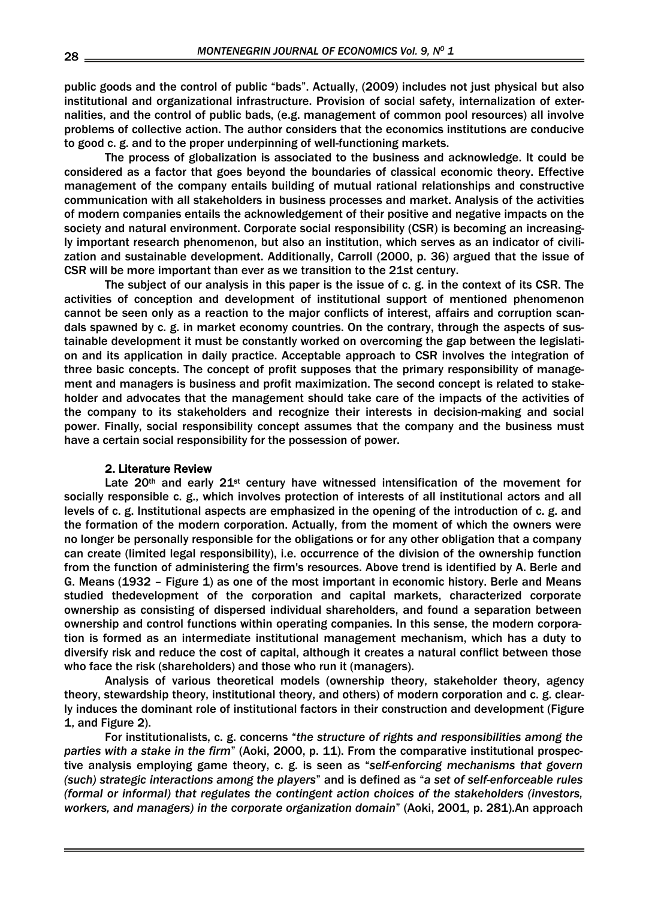public goods and the control of public "bads". Actually, (2009) includes not just physical but also institutional and organizational infrastructure. Provision of social safety, internalization of externalities, and the control of public bads, (e.g. management of common pool resources) all involve problems of collective action. The author considers that the economics institutions are conducive to good c. g. and to the proper underpinning of well-functioning markets.

The process of globalization is associated to the business and acknowledge. It could be considered as a factor that goes beyond the boundaries of classical economic theory. Effective management of the company entails building of mutual rational relationships and constructive communication with all stakeholders in business processes and market. Analysis of the activities of modern companies entails the acknowledgement of their positive and negative impacts on the society and natural environment. Corporate social responsibility (CSR) is becoming an increasingly important research phenomenon, but also an institution, which serves as an indicator of civilization and sustainable development. Additionally, Carroll (2000, p. 36) argued that the issue of CSR will be more important than ever as we transition to the 21st century.

The subject of our analysis in this paper is the issue of c. g. in the context of its CSR. The activities of conception and development of institutional support of mentioned phenomenon cannot be seen only as a reaction to the major conflicts of interest, affairs and corruption scandals spawned by c. g. in market economy countries. On the contrary, through the aspects of sustainable development it must be constantly worked on overcoming the gap between the legislation and its application in daily practice. Acceptable approach to CSR involves the integration of three basic concepts. The concept of profit supposes that the primary responsibility of management and managers is business and profit maximization. The second concept is related to stakeholder and advocates that the management should take care of the impacts of the activities of the company to its stakeholders and recognize their interests in decision-making and social power. Finally, social responsibility concept assumes that the company and the business must have a certain social responsibility for the possession of power.

## 2. Literature Review

Late 20th and early 21st century have witnessed intensification of the movement for socially responsible c. g., which involves protection of interests of all institutional actors and all levels of c. g. Institutional aspects are emphasized in the opening of the introduction of c. g. and the formation of the modern corporation. Actually, from the moment of which the owners were no longer be personally responsible for the obligations or for any other obligation that a company can create (limited legal responsibility), i.e. occurrence of the division of the ownership function from the function of administering the firm's resources. Above trend is identified by A. Berle and G. Means (1932 – Figure 1) as one of the most important in economic history. Berle and Means studied thedevelopment of the corporation and capital markets, characterized corporate ownership as consisting of dispersed individual shareholders, and found a separation between ownership and control functions within operating companies. In this sense, the modern corporation is formed as an intermediate institutional management mechanism, which has a duty to diversify risk and reduce the cost of capital, although it creates a natural conflict between those who face the risk (shareholders) and those who run it (managers).

Analysis of various theoretical models (ownership theory, stakeholder theory, agency theory, stewardship theory, institutional theory, and others) of modern corporation and c. g. clearly induces the dominant role of institutional factors in their construction and development (Figure 1, and Figure 2).

For institutionalists, c. g. concerns "*the structure of rights and responsibilities among the parties with a stake in the firm*" (Aoki, 2000, p. 11). From the comparative institutional prospective analysis employing game theory, c. g. is seen as "*self-enforcing mechanisms that govern (such) strategic interactions among the players*" and is defined as "*a set of self-enforceable rules (formal or informal) that regulates the contingent action choices of the stakeholders (investors, workers, and managers) in the corporate organization domain*" (Aoki, 2001, p. 281).An approach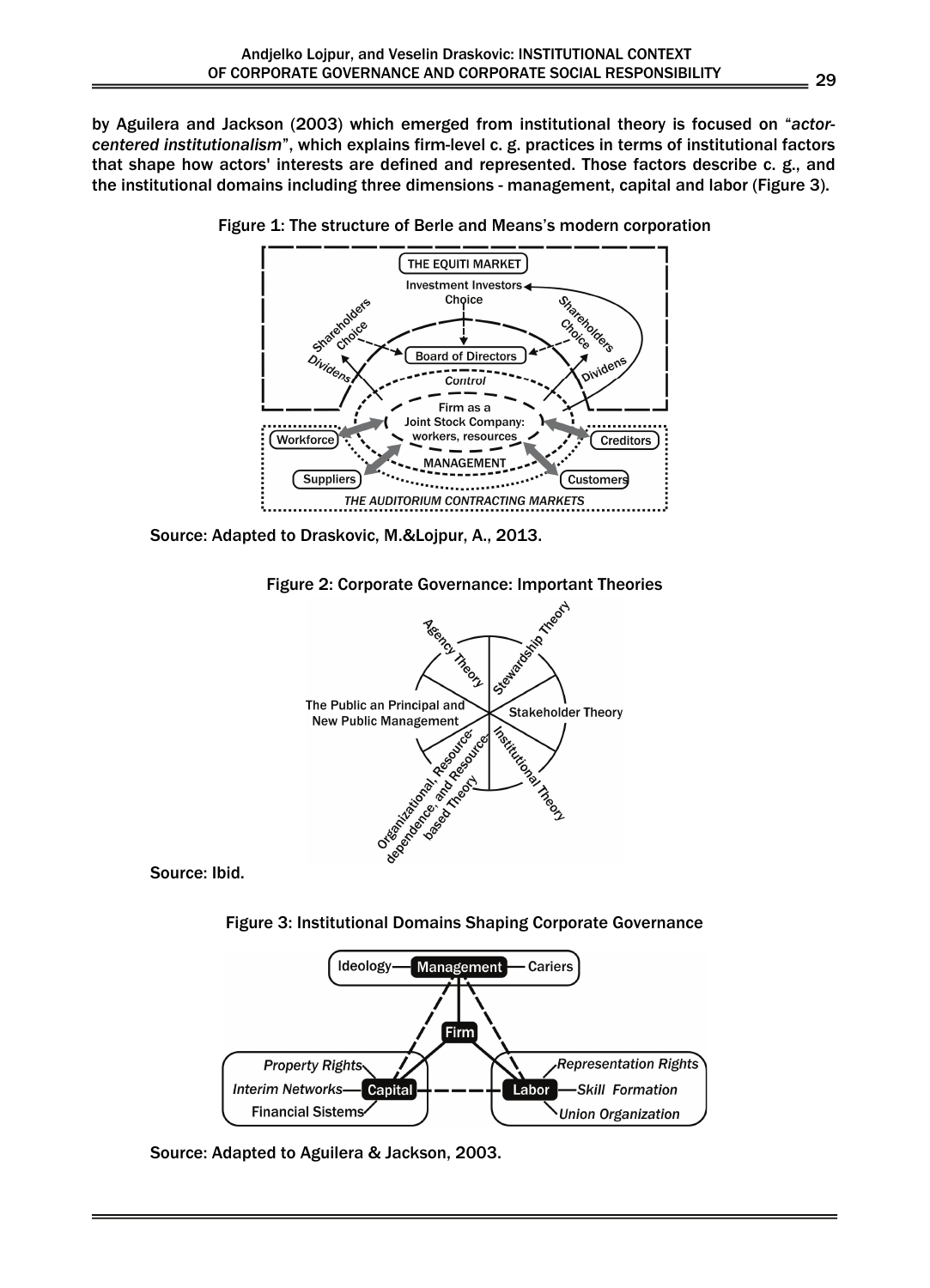by Aguilera and Jackson (2003) which emerged from institutional theory is focused on "*actor-centered institutionalism*", which explains firm-level c. g. practices in terms of institutional factors that shape how actors' interests are defined and represented. Those factors describe c. g., and the institutional domains including three dimensions - management, capital and labor (Figure 3).

Figure 1: The structure of Berle and Means's modern corporation

Source: Adapted to Draskovic, M.&Lojpur, A., 2013.

Figure 2: Corporate Governance: Important Theories

Source: Ibid.

Figure 3: Institutional Domains Shaping Corporate Governance

Source: Adapted to Aguilera & Jackson, 2003.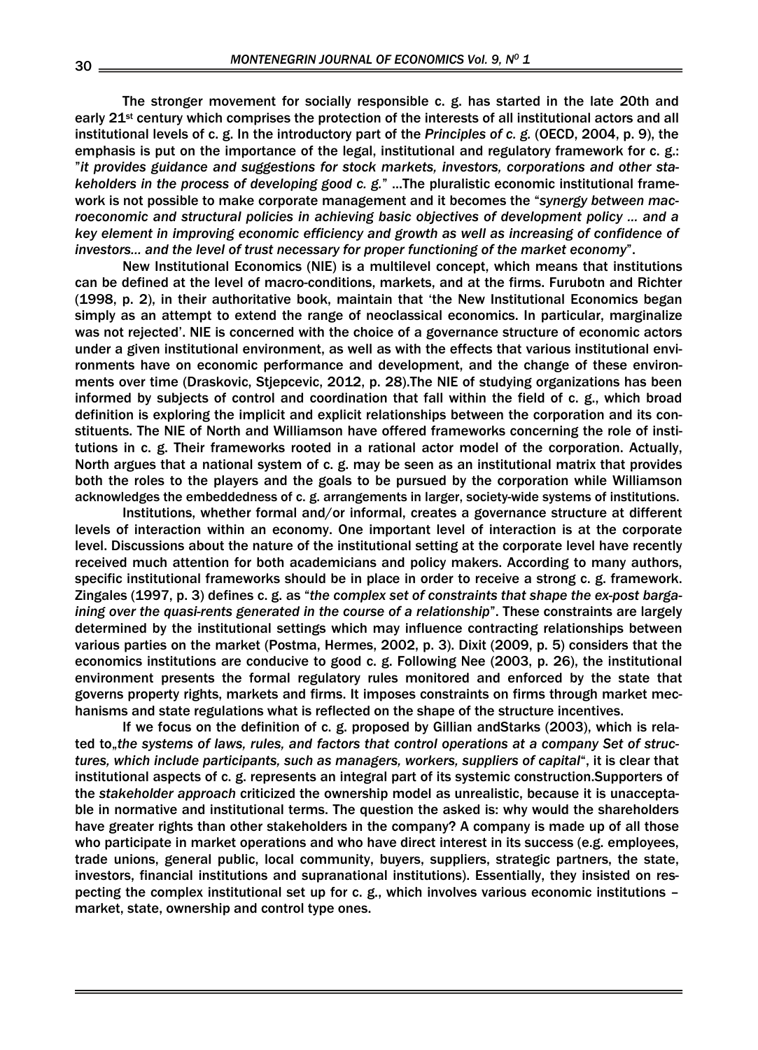The stronger movement for socially responsible c. g. has started in the late 20th and early 21st century which comprises the protection of the interests of all institutional actors and all institutional levels of c. g. In the introductory part of the *Principles of c. g.* (OECD, 2004, p. 9), the emphasis is put on the importance of the legal, institutional and regulatory framework for c. g.: "*it provides guidance and suggestions for stock markets, investors, corporations and other stakeholders in the process of developing good c. g.*" ...The pluralistic economic institutional framework is not possible to make corporate management and it becomes the "*synergy between macroeconomic and structural policies in achieving basic objectives of development policy ... and a key element in improving economic efficiency and growth as well as increasing of confidence of investors... and the level of trust necessary for proper functioning of the market economy*".

New Institutional Economics (NIE) is a multilevel concept, which means that institutions can be defined at the level of macro-conditions, markets, and at the firms. Furubotn and Richter (1998, p. 2), in their authoritative book, maintain that 'the New Institutional Economics began simply as an attempt to extend the range of neoclassical economics. In particular, marginalize was not rejected'. NIE is concerned with the choice of a governance structure of economic actors under a given institutional environment, as well as with the effects that various institutional environments have on economic performance and development, and the change of these environments over time (Draskovic, Stjepcevic, 2012, p. 28).The NIE of studying organizations has been informed by subjects of control and coordination that fall within the field of c. g., which broad definition is exploring the implicit and explicit relationships between the corporation and its constituents. The NIE of North and Williamson have offered frameworks concerning the role of institutions in c. g. Their frameworks rooted in a rational actor model of the corporation. Actually, North argues that a national system of c. g. may be seen as an institutional matrix that provides both the roles to the players and the goals to be pursued by the corporation while Williamson acknowledges the embeddedness of c. g. arrangements in larger, society-wide systems of institutions.

Institutions, whether formal and/or informal, creates a governance structure at different levels of interaction within an economy. One important level of interaction is at the corporate level. Discussions about the nature of the institutional setting at the corporate level have recently received much attention for both academicians and policy makers. According to many authors, specific institutional frameworks should be in place in order to receive a strong c. g. framework. Zingales (1997, p. 3) defines c. g. as "*the complex set of constraints that shape the ex-post bargaining over the quasi-rents generated in the course of a relationship*". These constraints are largely determined by the institutional settings which may influence contracting relationships between various parties on the market (Postma, Hermes, 2002, p. 3). Dixit (2009, p. 5) considers that the economics institutions are conducive to good c. g. Following Nee (2003, p. 26), the institutional environment presents the formal regulatory rules monitored and enforced by the state that governs property rights, markets and firms. It imposes constraints on firms through market mechanisms and state regulations what is reflected on the shape of the structure incentives.

If we focus on the definition of c. g. proposed by Gillian andStarks (2003), which is related to„*the systems of laws, rules, and factors that control operations at a company Set of structures, which include participants, such as managers, workers, suppliers of capital*", it is clear that institutional aspects of c. g. represents an integral part of its systemic construction.Supporters of the *stakeholder approach* criticized the ownership model as unrealistic, because it is unacceptable in normative and institutional terms. The question the asked is: why would the shareholders have greater rights than other stakeholders in the company? A company is made up of all those who participate in market operations and who have direct interest in its success (e.g. employees, trade unions, general public, local community, buyers, suppliers, strategic partners, the state, investors, financial institutions and supranational institutions). Essentially, they insisted on respecting the complex institutional set up for c. g., which involves various economic institutions – market, state, ownership and control type ones.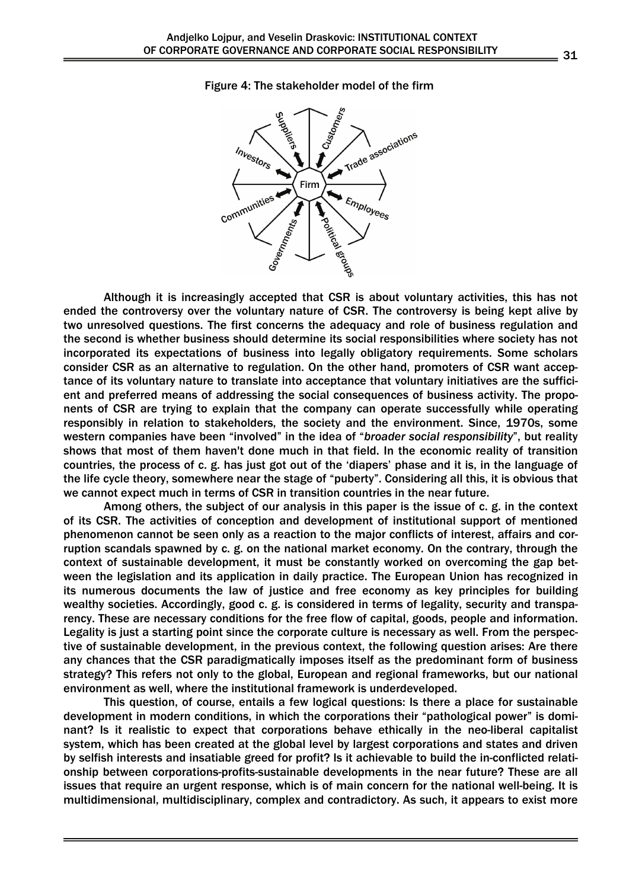Figure 4: The stakeholder model of the firm

Although it is increasingly accepted that CSR is about voluntary activities, this has not ended the controversy over the voluntary nature of CSR. The controversy is being kept alive by two unresolved questions. The first concerns the adequacy and role of business regulation and the second is whether business should determine its social responsibilities where society has not incorporated its expectations of business into legally obligatory requirements. Some scholars consider CSR as an alternative to regulation. On the other hand, promoters of CSR want acceptance of its voluntary nature to translate into acceptance that voluntary initiatives are the sufficient and preferred means of addressing the social consequences of business activity. The proponents of CSR are trying to explain that the company can operate successfully while operating responsibly in relation to stakeholders, the society and the environment. Since, 1970s, some western companies have been "involved" in the idea of "*broader social responsibility*", but reality shows that most of them haven't done much in that field. In the economic reality of transition countries, the process of c. g. has just got out of the 'diapers' phase and it is, in the language of the life cycle theory, somewhere near the stage of "puberty". Considering all this, it is obvious that we cannot expect much in terms of CSR in transition countries in the near future.

Among others, the subject of our analysis in this paper is the issue of c. g. in the context of its CSR. The activities of conception and development of institutional support of mentioned phenomenon cannot be seen only as a reaction to the major conflicts of interest, affairs and corruption scandals spawned by c. g. on the national market economy. On the contrary, through the context of sustainable development, it must be constantly worked on overcoming the gap between the legislation and its application in daily practice. The European Union has recognized in its numerous documents the law of justice and free economy as key principles for building wealthy societies. Accordingly, good c. g. is considered in terms of legality, security and transparency. These are necessary conditions for the free flow of capital, goods, people and information. Legality is just a starting point since the corporate culture is necessary as well. From the perspective of sustainable development, in the previous context, the following question arises: Are there any chances that the CSR paradigmatically imposes itself as the predominant form of business strategy? This refers not only to the global, European and regional frameworks, but our national environment as well, where the institutional framework is underdeveloped.

This question, of course, entails a few logical questions: Is there a place for sustainable development in modern conditions, in which the corporations their "pathological power" is dominant? Is it realistic to expect that corporations behave ethically in the neo-liberal capitalist system, which has been created at the global level by largest corporations and states and driven by selfish interests and insatiable greed for profit? Is it achievable to build the in-conflicted relationship between corporations-profits-sustainable developments in the near future? These are all issues that require an urgent response, which is of main concern for the national well-being. It is multidimensional, multidisciplinary, complex and contradictory. As such, it appears to exist more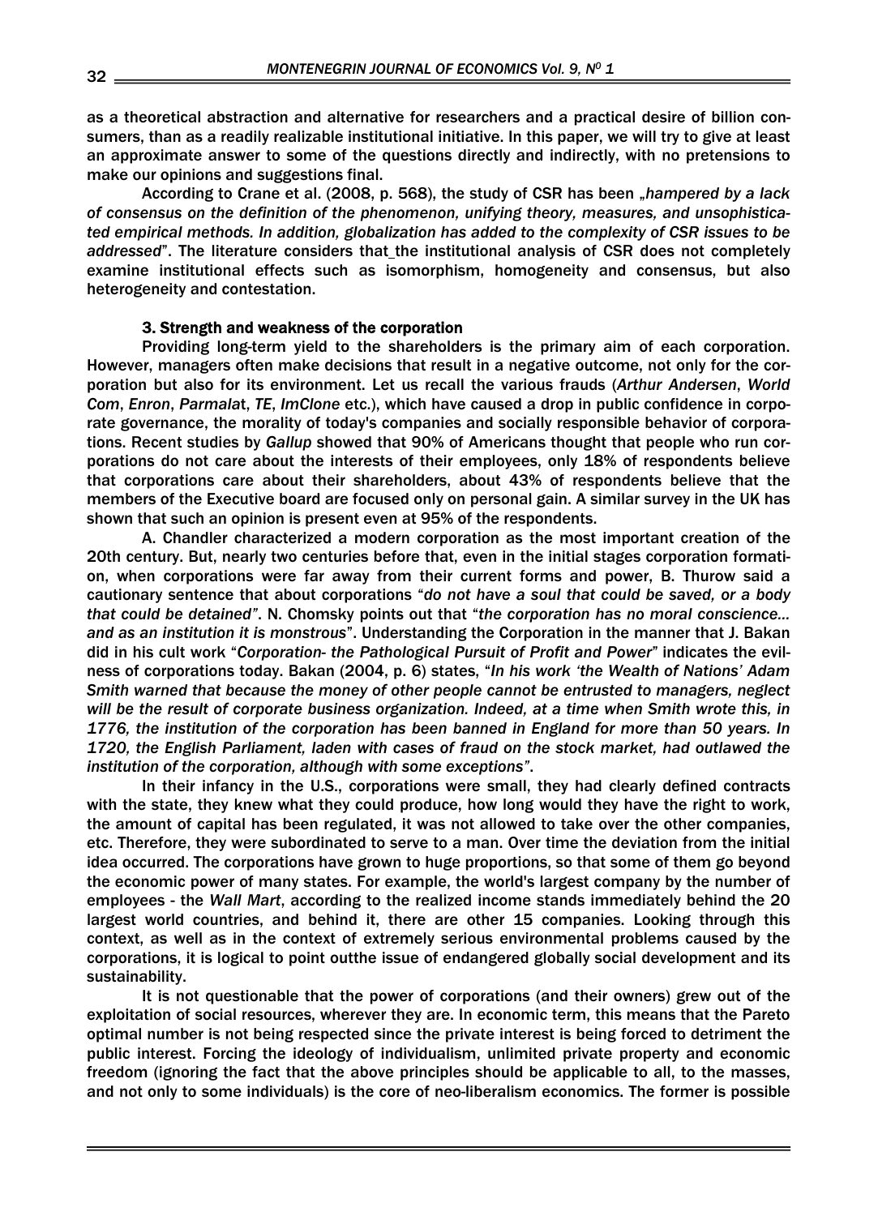as a theoretical abstraction and alternative for researchers and a practical desire of billion consumers, than as a readily realizable institutional initiative. In this paper, we will try to give at least an approximate answer to some of the questions directly and indirectly, with no pretensions to make our opinions and suggestions final.

According to Crane et al. (2008, p. 568), the study of CSR has been „*hampered by a lack of consensus on the definition of the phenomenon, unifying theory, measures, and unsophisticated empirical methods. In addition, globalization has added to the complexity of CSR issues to be addressed*". The literature considers that the institutional analysis of CSR does not completely examine institutional effects such as isomorphism, homogeneity and consensus, but also heterogeneity and contestation.

## 3. Strength and weakness of the corporation

Providing long-term yield to the shareholders is the primary aim of each corporation. However, managers often make decisions that result in a negative outcome, not only for the corporation but also for its environment. Let us recall the various frauds (*Arthur Andersen*, *World Com*, *Enron*, *Parmalat*, *TE*, *ImClone* etc.), which have caused a drop in public confidence in corporate governance, the morality of today's companies and socially responsible behavior of corporations. Recent studies by *Gallup* showed that 90% of Americans thought that people who run corporations do not care about the interests of their employees, only 18% of respondents believe that corporations care about their shareholders, about 43% of respondents believe that the members of the Executive board are focused only on personal gain. A similar survey in the UK has shown that such an opinion is present even at 95% of the respondents.

A. Chandler characterized a modern corporation as the most important creation of the 20th century. But, nearly two centuries before that, even in the initial stages corporation formation, when corporations were far away from their current forms and power, B. Thurow said a cautionary sentence that about corporations "*do not have a soul that could be saved, or a body that could be detained*". N. Chomsky points out that "*the corporation has no moral conscience... and as an institution it is monstrous*". Understanding the Corporation in the manner that J. Bakan did in his cult work "*Corporation- the Pathological Pursuit of Profit and Power*" indicates the evilness of corporations today. Bakan (2004, p. 6) states, "*In his work 'the Wealth of Nations' Adam Smith warned that because the money of other people cannot be entrusted to managers, neglect will be the result of corporate business organization. Indeed, at a time when Smith wrote this, in 1776, the institution of the corporation has been banned in England for more than 50 years. In 1720, the English Parliament, laden with cases of fraud on the stock market, had outlawed the institution of the corporation, although with some exceptions*".

In their infancy in the U.S., corporations were small, they had clearly defined contracts with the state, they knew what they could produce, how long would they have the right to work, the amount of capital has been regulated, it was not allowed to take over the other companies, etc. Therefore, they were subordinated to serve to a man. Over time the deviation from the initial idea occurred. The corporations have grown to huge proportions, so that some of them go beyond the economic power of many states. For example, the world's largest company by the number of employees - the *Wall Mart*, according to the realized income stands immediately behind the 20 largest world countries, and behind it, there are other 15 companies. Looking through this context, as well as in the context of extremely serious environmental problems caused by the corporations, it is logical to point outthe issue of endangered globally social development and its sustainability.

It is not questionable that the power of corporations (and their owners) grew out of the exploitation of social resources, wherever they are. In economic term, this means that the Pareto optimal number is not being respected since the private interest is being forced to detriment the public interest. Forcing the ideology of individualism, unlimited private property and economic freedom (ignoring the fact that the above principles should be applicable to all, to the masses, and not only to some individuals) is the core of neo-liberalism economics. The former is possible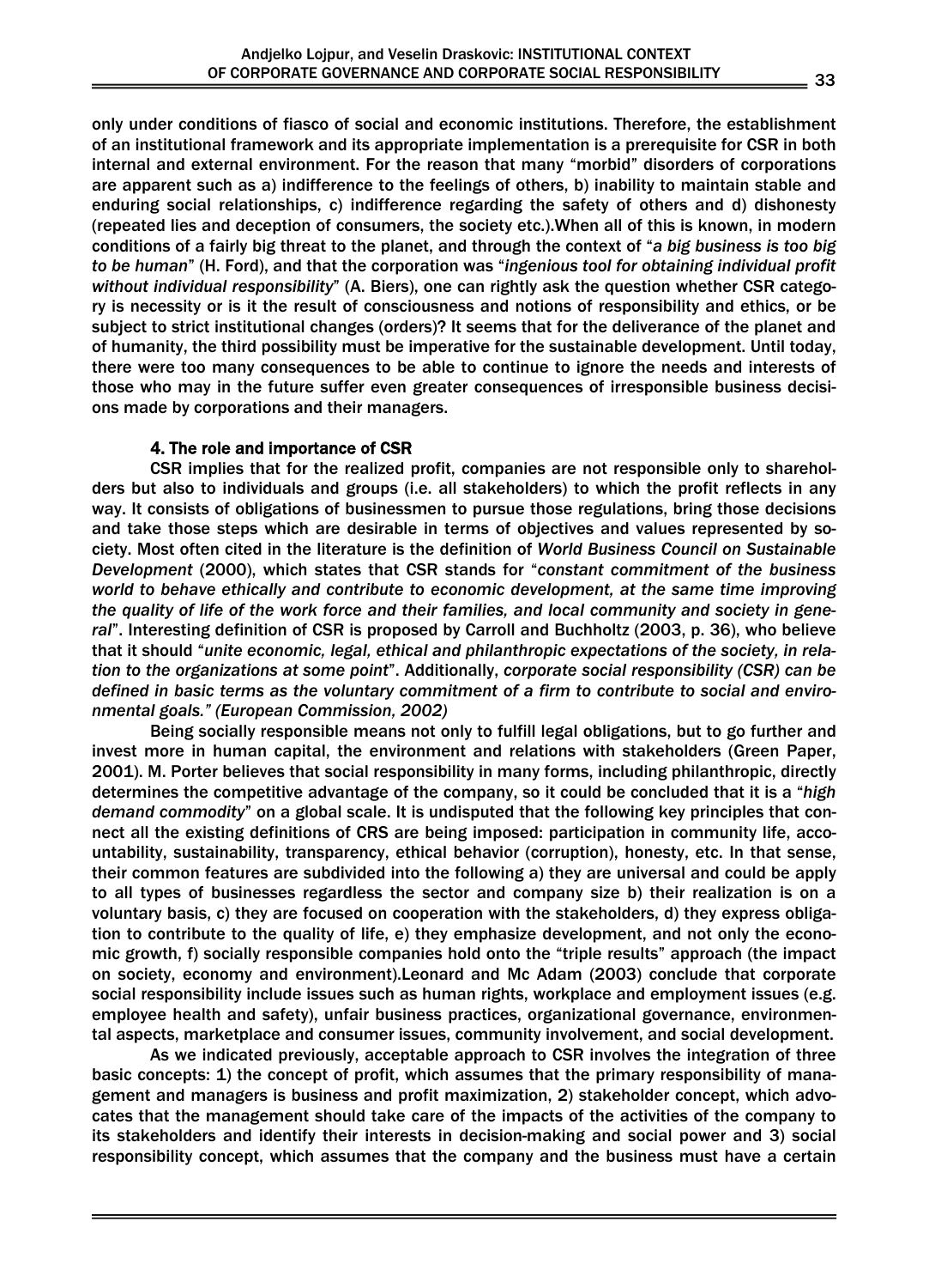only under conditions of fiasco of social and economic institutions. Therefore, the establishment of an institutional framework and its appropriate implementation is a prerequisite for CSR in both internal and external environment. For the reason that many "morbid" disorders of corporations are apparent such as a) indifference to the feelings of others, b) inability to maintain stable and enduring social relationships, c) indifference regarding the safety of others and d) dishonesty (repeated lies and deception of consumers, the society etc.).When all of this is known, in modern conditions of a fairly big threat to the planet, and through the context of "*a big business is too big to be human*" (H. Ford), and that the corporation was "*ingenious tool for obtaining individual profit without individual responsibility*" (A. Biers), one can rightly ask the question whether CSR category is necessity or is it the result of consciousness and notions of responsibility and ethics, or be subject to strict institutional changes (orders)? It seems that for the deliverance of the planet and of humanity, the third possibility must be imperative for the sustainable development. Until today, there were too many consequences to be able to continue to ignore the needs and interests of those who may in the future suffer even greater consequences of irresponsible business decisions made by corporations and their managers.

## 4. The role and importance of CSR

CSR implies that for the realized profit, companies are not responsible only to shareholders but also to individuals and groups (i.e. all stakeholders) to which the profit reflects in any way. It consists of obligations of businessmen to pursue those regulations, bring those decisions and take those steps which are desirable in terms of objectives and values represented by society. Most often cited in the literature is the definition of *World Business Council on Sustainable Development* (2000), which states that CSR stands for "*constant commitment of the business world to behave ethically and contribute to economic development, at the same time improving the quality of life of the work force and their families, and local community and society in general*". Interesting definition of CSR is proposed by Carroll and Buchholtz (2003, p. 36), who believe that it should "*unite economic, legal, ethical and philanthropic expectations of the society, in relation to the organizations at some point*". Additionally, *corporate social responsibility (CSR) can be defined in basic terms as the voluntary commitment of a firm to contribute to social and environmental goals." (European Commission, 2002)*

Being socially responsible means not only to fulfill legal obligations, but to go further and invest more in human capital, the environment and relations with stakeholders (Green Paper, 2001). M. Porter believes that social responsibility in many forms, including philanthropic, directly determines the competitive advantage of the company, so it could be concluded that it is a "*high demand commodity*" on a global scale. It is undisputed that the following key principles that connect all the existing definitions of CRS are being imposed: participation in community life, accountability, sustainability, transparency, ethical behavior (corruption), honesty, etc. In that sense, their common features are subdivided into the following a) they are universal and could be apply to all types of businesses regardless the sector and company size b) their realization is on a voluntary basis, c) they are focused on cooperation with the stakeholders, d) they express obligation to contribute to the quality of life, e) they emphasize development, and not only the economic growth, f) socially responsible companies hold onto the "triple results" approach (the impact on society, economy and environment).Leonard and Mc Adam (2003) conclude that corporate social responsibility include issues such as human rights, workplace and employment issues (e.g. employee health and safety), unfair business practices, organizational governance, environmental aspects, marketplace and consumer issues, community involvement, and social development.

As we indicated previously, acceptable approach to CSR involves the integration of three basic concepts: 1) the concept of profit, which assumes that the primary responsibility of management and managers is business and profit maximization, 2) stakeholder concept, which advocates that the management should take care of the impacts of the activities of the company to its stakeholders and identify their interests in decision-making and social power and 3) social responsibility concept, which assumes that the company and the business must have a certain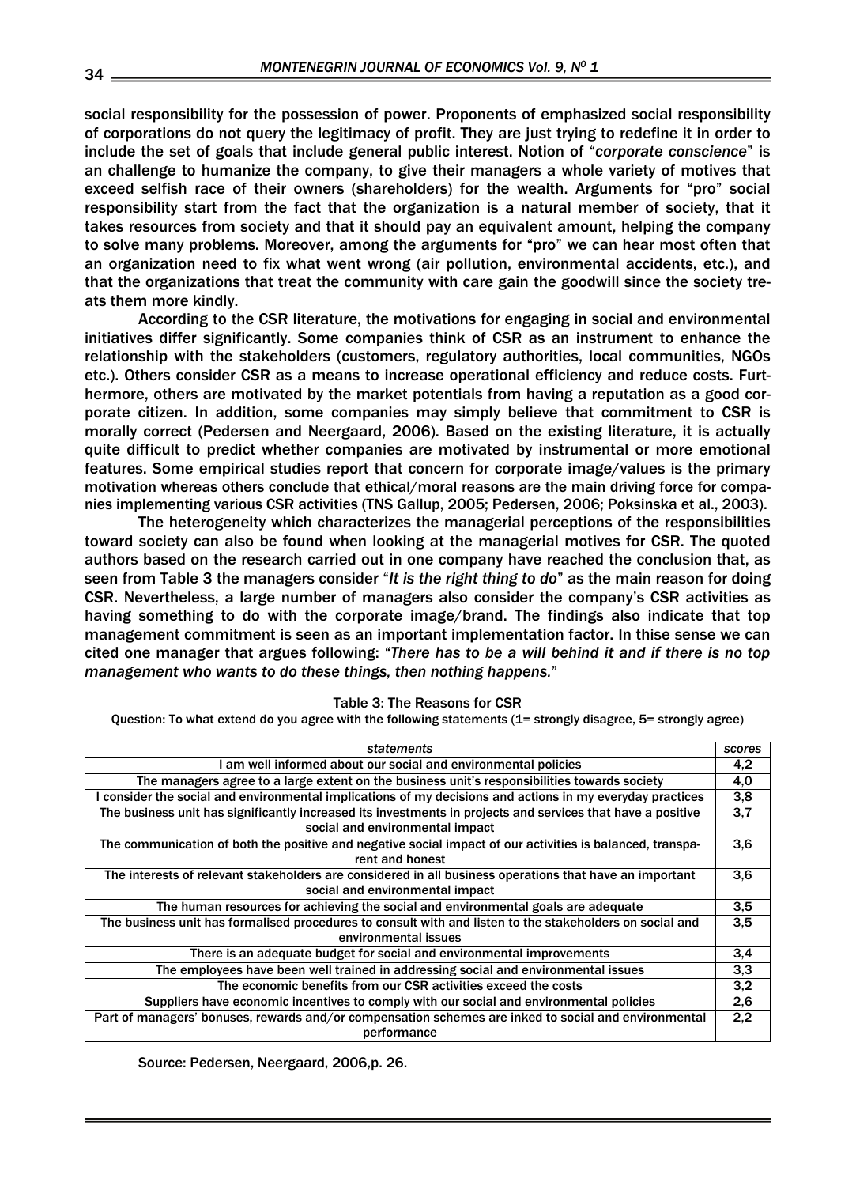social responsibility for the possession of power. Proponents of emphasized social responsibility of corporations do not query the legitimacy of profit. They are just trying to redefine it in order to include the set of goals that include general public interest. Notion of "*corporate conscience*" is an challenge to humanize the company, to give their managers a whole variety of motives that exceed selfish race of their owners (shareholders) for the wealth. Arguments for "pro" social responsibility start from the fact that the organization is a natural member of society, that it takes resources from society and that it should pay an equivalent amount, helping the company to solve many problems. Moreover, among the arguments for "pro" we can hear most often that an organization need to fix what went wrong (air pollution, environmental accidents, etc.), and that the organizations that treat the community with care gain the goodwill since the society treats them more kindly.

According to the CSR literature, the motivations for engaging in social and environmental initiatives differ significantly. Some companies think of CSR as an instrument to enhance the relationship with the stakeholders (customers, regulatory authorities, local communities, NGOs etc.). Others consider CSR as a means to increase operational efficiency and reduce costs. Furthermore, others are motivated by the market potentials from having a reputation as a good corporate citizen. In addition, some companies may simply believe that commitment to CSR is morally correct (Pedersen and Neergaard, 2006). Based on the existing literature, it is actually quite difficult to predict whether companies are motivated by instrumental or more emotional features. Some empirical studies report that concern for corporate image/values is the primary motivation whereas others conclude that ethical/moral reasons are the main driving force for companies implementing various CSR activities (TNS Gallup, 2005; Pedersen, 2006; Poksinska et al., 2003).

The heterogeneity which characterizes the managerial perceptions of the responsibilities toward society can also be found when looking at the managerial motives for CSR. The quoted authors based on the research carried out in one company have reached the conclusion that, as seen from Table 3 the managers consider "*It is the right thing to do*" as the main reason for doing CSR. Nevertheless, a large number of managers also consider the company's CSR activities as having something to do with the corporate image/brand. The findings also indicate that top management commitment is seen as an important implementation factor. In thise sense we can cited one manager that argues following: "*There has to be a will behind it and if there is no top management who wants to do these things, then nothing happens.*"

Table 3: The Reasons for CSR

Question: To what extend do you agree with the following statements (1= strongly disagree, 5= strongly agree)

| *statements* | *scores* |
|---|---|
| I am well informed about our social and environmental policies | 4,2 |
| The managers agree to a large extent on the business unit's responsibilities towards society | 4,0 |
| I consider the social and environmental implications of my decisions and actions in my everyday practices | 3,8 |
| The business unit has significantly increased its investments in projects and services that have a positive social and environmental impact | 3,7 |
| The communication of both the positive and negative social impact of our activities is balanced, transparent and honest | 3,6 |
| The interests of relevant stakeholders are considered in all business operations that have an important social and environmental impact | 3,6 |
| The human resources for achieving the social and environmental goals are adequate | 3,5 |
| The business unit has formalised procedures to consult with and listen to the stakeholders on social and environmental issues | 3,5 |
| There is an adequate budget for social and environmental improvements | 3,4 |
| The employees have been well trained in addressing social and environmental issues | 3,3 |
| The economic benefits from our CSR activities exceed the costs | 3,2 |
| Suppliers have economic incentives to comply with our social and environmental policies | 2,6 |
| Part of managers' bonuses, rewards and/or compensation schemes are inked to social and environmental performance | 2,2 |

Source: Pedersen, Neergaard, 2006,p. 26.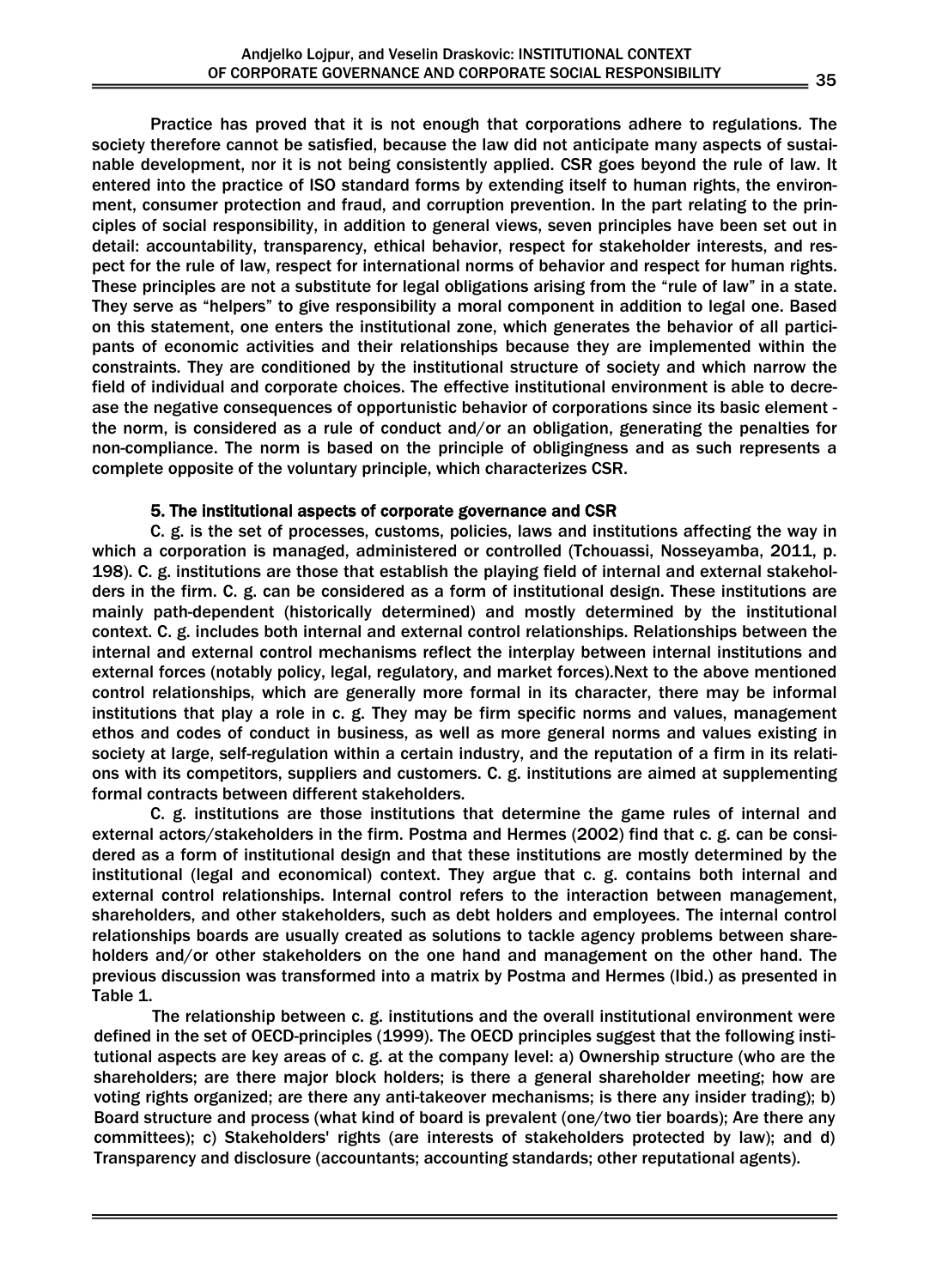Practice has proved that it is not enough that corporations adhere to regulations. The society therefore cannot be satisfied, because the law did not anticipate many aspects of sustainable development, nor it is not being consistently applied. CSR goes beyond the rule of law. It entered into the practice of ISO standard forms by extending itself to human rights, the environment, consumer protection and fraud, and corruption prevention. In the part relating to the principles of social responsibility, in addition to general views, seven principles have been set out in detail: accountability, transparency, ethical behavior, respect for stakeholder interests, and respect for the rule of law, respect for international norms of behavior and respect for human rights. These principles are not a substitute for legal obligations arising from the "rule of law" in a state. They serve as "helpers" to give responsibility a moral component in addition to legal one. Based on this statement, one enters the institutional zone, which generates the behavior of all participants of economic activities and their relationships because they are implemented within the constraints. They are conditioned by the institutional structure of society and which narrow the field of individual and corporate choices. The effective institutional environment is able to decrease the negative consequences of opportunistic behavior of corporations since its basic element - the norm, is considered as a rule of conduct and/or an obligation, generating the penalties for non-compliance. The norm is based on the principle of obligingness and as such represents a complete opposite of the voluntary principle, which characterizes CSR.

## 5. The institutional aspects of corporate governance and CSR

C. g. is the set of processes, customs, policies, laws and institutions affecting the way in which a corporation is managed, administered or controlled (Tchouassi, Nosseyamba, 2011, p. 198). C. g. institutions are those that establish the playing field of internal and external stakeholders in the firm. C. g. can be considered as a form of institutional design. These institutions are mainly path-dependent (historically determined) and mostly determined by the institutional context. C. g. includes both internal and external control relationships. Relationships between the internal and external control mechanisms reflect the interplay between internal institutions and external forces (notably policy, legal, regulatory, and market forces).Next to the above mentioned control relationships, which are generally more formal in its character, there may be informal institutions that play a role in c. g. They may be firm specific norms and values, management ethos and codes of conduct in business, as well as more general norms and values existing in society at large, self-regulation within a certain industry, and the reputation of a firm in its relations with its competitors, suppliers and customers. C. g. institutions are aimed at supplementing formal contracts between different stakeholders.

C. g. institutions are those institutions that determine the game rules of internal and external actors/stakeholders in the firm. Postma and Hermes (2002) find that c. g. can be considered as a form of institutional design and that these institutions are mostly determined by the institutional (legal and economical) context. They argue that c. g. contains both internal and external control relationships. Internal control refers to the interaction between management, shareholders, and other stakeholders, such as debt holders and employees. The internal control relationships boards are usually created as solutions to tackle agency problems between shareholders and/or other stakeholders on the one hand and management on the other hand. The previous discussion was transformed into a matrix by Postma and Hermes (Ibid.) as presented in Table 1.

The relationship between c. g. institutions and the overall institutional environment were defined in the set of OECD-principles (1999). The OECD principles suggest that the following institutional aspects are key areas of c. g. at the company level: a) Ownership structure (who are the shareholders; are there major block holders; is there a general shareholder meeting; how are voting rights organized; are there any anti-takeover mechanisms; is there any insider trading); b) Board structure and process (what kind of board is prevalent (one/two tier boards); Are there any committees); c) Stakeholders' rights (are interests of stakeholders protected by law); and d) Transparency and disclosure (accountants; accounting standards; other reputational agents).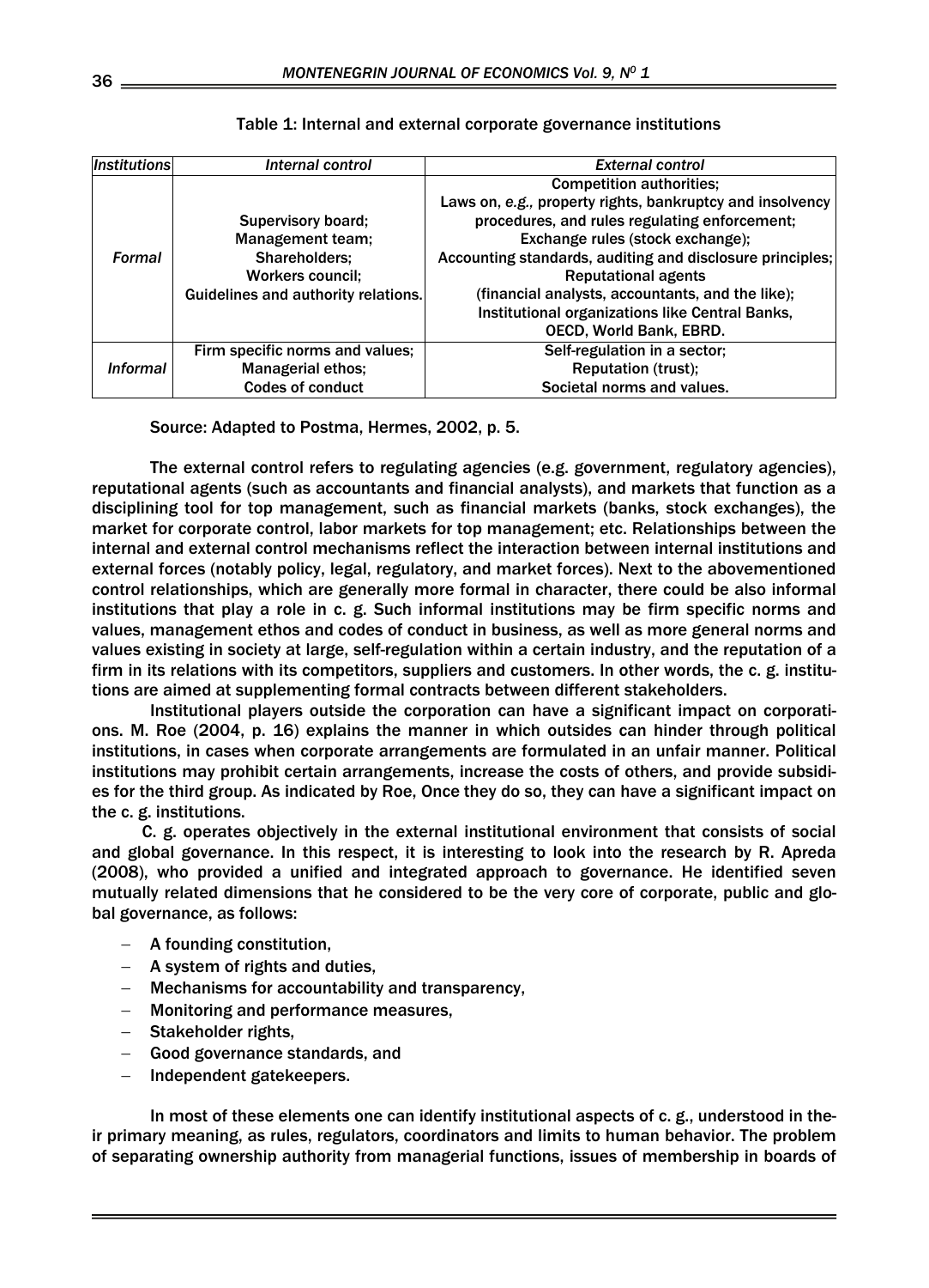Table 1: Internal and external corporate governance institutions

| *Institutions* | *Internal control* | *External control* |
|---|---|---|
| *Formal* | Supervisory board;<br>Management team;<br>Shareholders;<br>Workers council;<br>Guidelines and authority relations. | Competition authorities;<br>Laws on, *e.g.,* property rights, bankruptcy and insolvency procedures, and rules regulating enforcement;<br>Exchange rules (stock exchange);<br>Accounting standards, auditing and disclosure principles;<br>Reputational agents<br>(financial analysts, accountants, and the like);<br>Institutional organizations like Central Banks, OECD, World Bank, EBRD. |
| *Informal* | Firm specific norms and values;<br>Managerial ethos;<br>Codes of conduct | Self-regulation in a sector;<br>Reputation (trust);<br>Societal norms and values. |

Source: Adapted to Postma, Hermes, 2002, p. 5.

The external control refers to regulating agencies (e.g. government, regulatory agencies), reputational agents (such as accountants and financial analysts), and markets that function as a disciplining tool for top management, such as financial markets (banks, stock exchanges), the market for corporate control, labor markets for top management; etc. Relationships between the internal and external control mechanisms reflect the interaction between internal institutions and external forces (notably policy, legal, regulatory, and market forces). Next to the abovementioned control relationships, which are generally more formal in character, there could be also informal institutions that play a role in c. g. Such informal institutions may be firm specific norms and values, management ethos and codes of conduct in business, as well as more general norms and values existing in society at large, self-regulation within a certain industry, and the reputation of a firm in its relations with its competitors, suppliers and customers. In other words, the c. g. institutions are aimed at supplementing formal contracts between different stakeholders.

Institutional players outside the corporation can have a significant impact on corporations. M. Roe (2004, p. 16) explains the manner in which outsides can hinder through political institutions, in cases when corporate arrangements are formulated in an unfair manner. Political institutions may prohibit certain arrangements, increase the costs of others, and provide subsidies for the third group. As indicated by Roe, Once they do so, they can have a significant impact on the c. g. institutions.

C. g. operates objectively in the external institutional environment that consists of social and global governance. In this respect, it is interesting to look into the research by R. Apreda (2008), who provided a unified and integrated approach to governance. He identified seven mutually related dimensions that he considered to be the very core of corporate, public and global governance, as follows:

- A founding constitution,
- A system of rights and duties,
- Mechanisms for accountability and transparency,
- Monitoring and performance measures,
- Stakeholder rights,
- Good governance standards, and
- Independent gatekeepers.

In most of these elements one can identify institutional aspects of c. g., understood in their primary meaning, as rules, regulators, coordinators and limits to human behavior. The problem of separating ownership authority from managerial functions, issues of membership in boards of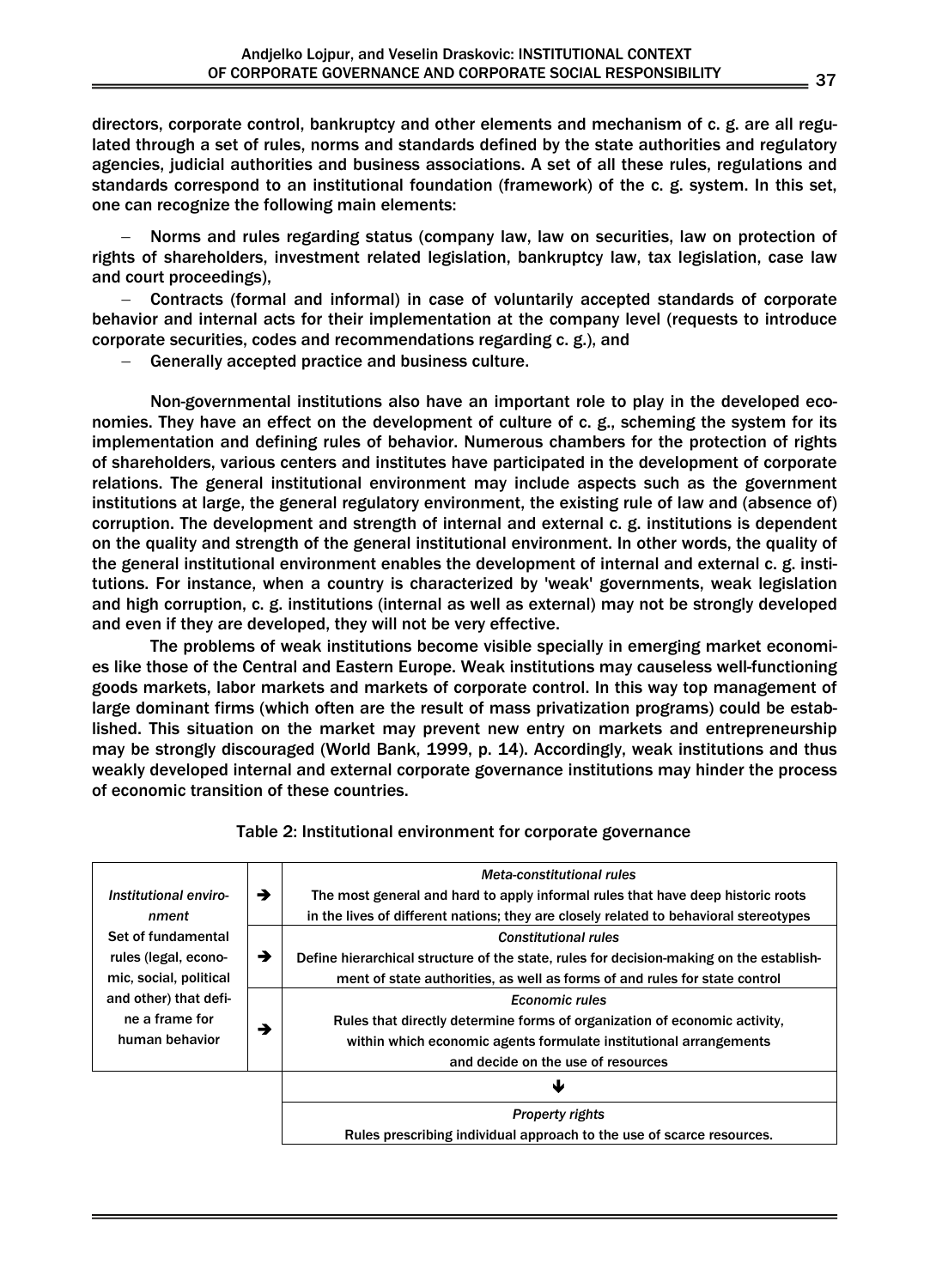directors, corporate control, bankruptcy and other elements and mechanism of c. g. are all regulated through a set of rules, norms and standards defined by the state authorities and regulatory agencies, judicial authorities and business associations. A set of all these rules, regulations and standards correspond to an institutional foundation (framework) of the c. g. system. In this set, one can recognize the following main elements:

- Norms and rules regarding status (company law, law on securities, law on protection of rights of shareholders, investment related legislation, bankruptcy law, tax legislation, case law and court proceedings),
- Contracts (formal and informal) in case of voluntarily accepted standards of corporate behavior and internal acts for their implementation at the company level (requests to introduce corporate securities, codes and recommendations regarding c. g.), and
- Generally accepted practice and business culture.

Non-governmental institutions also have an important role to play in the developed economies. They have an effect on the development of culture of c. g., scheming the system for its implementation and defining rules of behavior. Numerous chambers for the protection of rights of shareholders, various centers and institutes have participated in the development of corporate relations. The general institutional environment may include aspects such as the government institutions at large, the general regulatory environment, the existing rule of law and (absence of) corruption. The development and strength of internal and external c. g. institutions is dependent on the quality and strength of the general institutional environment. In other words, the quality of the general institutional environment enables the development of internal and external c. g. institutions. For instance, when a country is characterized by 'weak' governments, weak legislation and high corruption, c. g. institutions (internal as well as external) may not be strongly developed and even if they are developed, they will not be very effective.

The problems of weak institutions become visible specially in emerging market economies like those of the Central and Eastern Europe. Weak institutions may causeless well-functioning goods markets, labor markets and markets of corporate control. In this way top management of large dominant firms (which often are the result of mass privatization programs) could be established. This situation on the market may prevent new entry on markets and entrepreneurship may be strongly discouraged (World Bank, 1999, p. 14). Accordingly, weak institutions and thus weakly developed internal and external corporate governance institutions may hinder the process of economic transition of these countries.

Table 2: Institutional environment for corporate governance

| | | |
|---|---|---|
| *Institutional environment*<br>Set of fundamental rules (legal, economic, social, political and other) that define a frame for human behavior | → | *Meta-constitutional rules*<br>The most general and hard to apply informal rules that have deep historic roots in the lives of different nations; they are closely related to behavioral stereotypes |
| | → | *Constitutional rules*<br>Define hierarchical structure of the state, rules for decision-making on the establishment of state authorities, as well as forms of and rules for state control |
| | → | *Economic rules*<br>Rules that directly determine forms of organization of economic activity, within which economic agents formulate institutional arrangements and decide on the use of resources |
| | | ↓ |
| | | *Property rights*<br>Rules prescribing individual approach to the use of scarce resources. |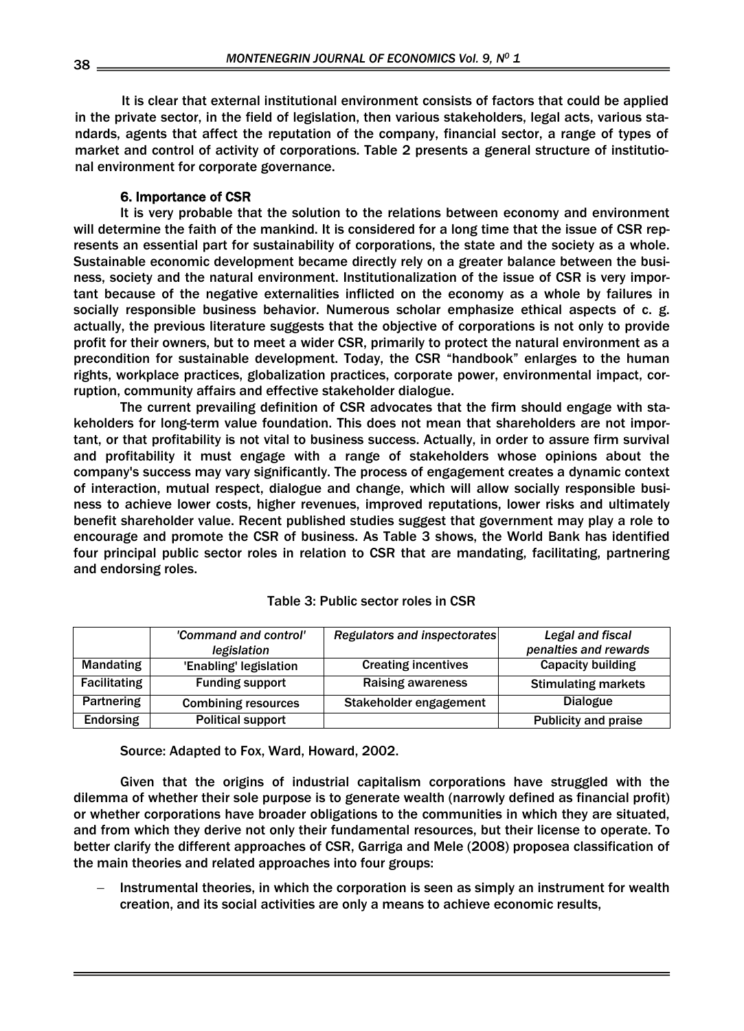It is clear that external institutional environment consists of factors that could be applied in the private sector, in the field of legislation, then various stakeholders, legal acts, various standards, agents that affect the reputation of the company, financial sector, a range of types of market and control of activity of corporations. Table 2 presents a general structure of institutional environment for corporate governance.

### 6. Importance of CSR

It is very probable that the solution to the relations between economy and environment will determine the faith of the mankind. It is considered for a long time that the issue of CSR represents an essential part for sustainability of corporations, the state and the society as a whole. Sustainable economic development became directly rely on a greater balance between the business, society and the natural environment. Institutionalization of the issue of CSR is very important because of the negative externalities inflicted on the economy as a whole by failures in socially responsible business behavior. Numerous scholar emphasize ethical aspects of c. g. actually, the previous literature suggests that the objective of corporations is not only to provide profit for their owners, but to meet a wider CSR, primarily to protect the natural environment as a precondition for sustainable development. Today, the CSR "handbook" enlarges to the human rights, workplace practices, globalization practices, corporate power, environmental impact, corruption, community affairs and effective stakeholder dialogue.

The current prevailing definition of CSR advocates that the firm should engage with stakeholders for long-term value foundation. This does not mean that shareholders are not important, or that profitability is not vital to business success. Actually, in order to assure firm survival and profitability it must engage with a range of stakeholders whose opinions about the company's success may vary significantly. The process of engagement creates a dynamic context of interaction, mutual respect, dialogue and change, which will allow socially responsible business to achieve lower costs, higher revenues, improved reputations, lower risks and ultimately benefit shareholder value. Recent published studies suggest that government may play a role to encourage and promote the CSR of business. As Table 3 shows, the World Bank has identified four principal public sector roles in relation to CSR that are mandating, facilitating, partnering and endorsing roles.

Table 3: Public sector roles in CSR

| | *'Command and control' legislation* | *Regulators and inspectorates* | *Legal and fiscal penalties and rewards* |
|---|---|---|---|
| Mandating | 'Enabling' legislation | Creating incentives | Capacity building |
| Facilitating | Funding support | Raising awareness | Stimulating markets |
| Partnering | Combining resources | Stakeholder engagement | Dialogue |
| Endorsing | Political support | | Publicity and praise |

Source: Adapted to Fox, Ward, Howard, 2002.

Given that the origins of industrial capitalism corporations have struggled with the dilemma of whether their sole purpose is to generate wealth (narrowly defined as financial profit) or whether corporations have broader obligations to the communities in which they are situated, and from which they derive not only their fundamental resources, but their license to operate. To better clarify the different approaches of CSR, Garriga and Mele (2008) proposea classification of the main theories and related approaches into four groups:

- Instrumental theories, in which the corporation is seen as simply an instrument for wealth creation, and its social activities are only a means to achieve economic results,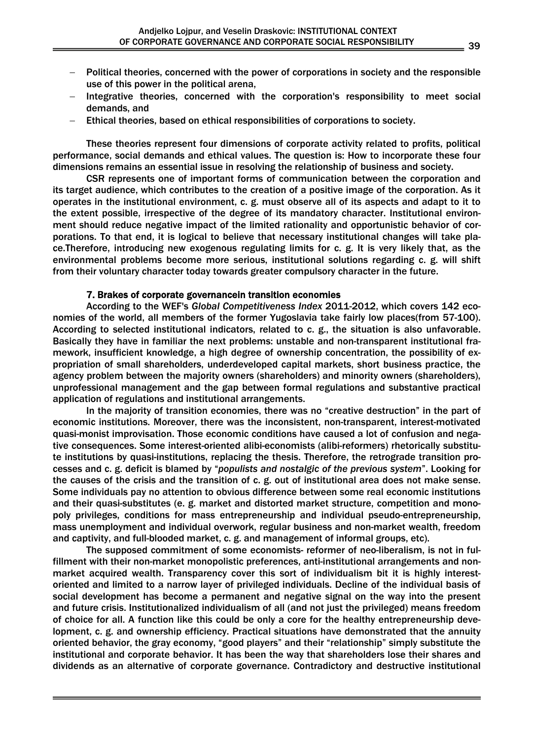- Political theories, concerned with the power of corporations in society and the responsible use of this power in the political arena,
- Integrative theories, concerned with the corporation's responsibility to meet social demands, and
- Ethical theories, based on ethical responsibilities of corporations to society.

These theories represent four dimensions of corporate activity related to profits, political performance, social demands and ethical values. The question is: How to incorporate these four dimensions remains an essential issue in resolving the relationship of business and society.

CSR represents one of important forms of communication between the corporation and its target audience, which contributes to the creation of a positive image of the corporation. As it operates in the institutional environment, c. g. must observe all of its aspects and adapt to it to the extent possible, irrespective of the degree of its mandatory character. Institutional environment should reduce negative impact of the limited rationality and opportunistic behavior of corporations. To that end, it is logical to believe that necessary institutional changes will take place.Therefore, introducing new exogenous regulating limits for c. g. It is very likely that, as the environmental problems become more serious, institutional solutions regarding c. g. will shift from their voluntary character today towards greater compulsory character in the future.

### 7. Brakes of corporate governancein transition economies

According to the WEF's *Global Competitiveness Index* 2011-2012, which covers 142 economies of the world, all members of the former Yugoslavia take fairly low places(from 57-100). According to selected institutional indicators, related to c. g., the situation is also unfavorable. Basically they have in familiar the next problems: unstable and non-transparent institutional framework, insufficient knowledge, a high degree of ownership concentration, the possibility of expropriation of small shareholders, underdeveloped capital markets, short business practice, the agency problem between the majority owners (shareholders) and minority owners (shareholders), unprofessional management and the gap between formal regulations and substantive practical application of regulations and institutional arrangements.

In the majority of transition economies, there was no "creative destruction" in the part of economic institutions. Moreover, there was the inconsistent, non-transparent, interest-motivated quasi-monist improvisation. Those economic conditions have caused a lot of confusion and negative consequences. Some interest-oriented alibi-economists (alibi-reformers) rhetorically substitute institutions by quasi-institutions, replacing the thesis. Therefore, the retrograde transition processes and c. g. deficit is blamed by "*populists and nostalgic of the previous system*". Looking for the causes of the crisis and the transition of c. g. out of institutional area does not make sense. Some individuals pay no attention to obvious difference between some real economic institutions and their quasi-substitutes (e. g. market and distorted market structure, competition and monopoly privileges, conditions for mass entrepreneurship and individual pseudo-entrepreneurship, mass unemployment and individual overwork, regular business and non-market wealth, freedom and captivity, and full-blooded market, c. g. and management of informal groups, etc).

The supposed commitment of some economists- reformer of neo-liberalism, is not in fulfillment with their non-market monopolistic preferences, anti-institutional arrangements and non-market acquired wealth. Transparency cover this sort of individualism bit it is highly interest-oriented and limited to a narrow layer of privileged individuals. Decline of the individual basis of social development has become a permanent and negative signal on the way into the present and future crisis. Institutionalized individualism of all (and not just the privileged) means freedom of choice for all. A function like this could be only a core for the healthy entrepreneurship development, c. g. and ownership efficiency. Practical situations have demonstrated that the annuity oriented behavior, the gray economy, "good players" and their "relationship" simply substitute the institutional and corporate behavior. It has been the way that shareholders lose their shares and dividends as an alternative of corporate governance. Contradictory and destructive institutional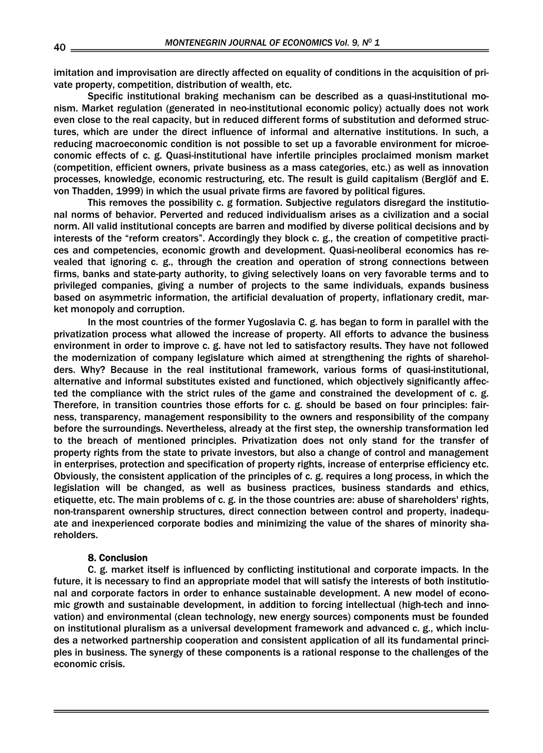imitation and improvisation are directly affected on equality of conditions in the acquisition of private property, competition, distribution of wealth, etc.

Specific institutional braking mechanism can be described as a quasi-institutional monism. Market regulation (generated in neo-institutional economic policy) actually does not work even close to the real capacity, but in reduced different forms of substitution and deformed structures, which are under the direct influence of informal and alternative institutions. In such, a reducing macroeconomic condition is not possible to set up a favorable environment for microeconomic effects of c. g. Quasi-institutional have infertile principles proclaimed monism market (competition, efficient owners, private business as a mass categories, etc.) as well as innovation processes, knowledge, economic restructuring, etc. The result is guild capitalism (Berglöf and E. von Thadden, 1999) in which the usual private firms are favored by political figures.

This removes the possibility c. g formation. Subjective regulators disregard the institutional norms of behavior. Perverted and reduced individualism arises as a civilization and a social norm. All valid institutional concepts are barren and modified by diverse political decisions and by interests of the "reform creators". Accordingly they block c. g., the creation of competitive practices and competencies, economic growth and development. Quasi-neoliberal economics has revealed that ignoring c. g., through the creation and operation of strong connections between firms, banks and state-party authority, to giving selectively loans on very favorable terms and to privileged companies, giving a number of projects to the same individuals, expands business based on asymmetric information, the artificial devaluation of property, inflationary credit, market monopoly and corruption.

In the most countries of the former Yugoslavia C. g. has began to form in parallel with the privatization process what allowed the increase of property. All efforts to advance the business environment in order to improve c. g. have not led to satisfactory results. They have not followed the modernization of company legislature which aimed at strengthening the rights of shareholders. Why? Because in the real institutional framework, various forms of quasi-institutional, alternative and informal substitutes existed and functioned, which objectively significantly affected the compliance with the strict rules of the game and constrained the development of c. g. Therefore, in transition countries those efforts for c. g. should be based on four principles: fairness, transparency, management responsibility to the owners and responsibility of the company before the surroundings. Nevertheless, already at the first step, the ownership transformation led to the breach of mentioned principles. Privatization does not only stand for the transfer of property rights from the state to private investors, but also a change of control and management in enterprises, protection and specification of property rights, increase of enterprise efficiency etc. Obviously, the consistent application of the principles of c. g. requires a long process, in which the legislation will be changed, as well as business practices, business standards and ethics, etiquette, etc. The main problems of c. g. in the those countries are: abuse of shareholders' rights, non-transparent ownership structures, direct connection between control and property, inadequate and inexperienced corporate bodies and minimizing the value of the shares of minority shareholders.

## 8. Conclusion

C. g. market itself is influenced by conflicting institutional and corporate impacts. In the future, it is necessary to find an appropriate model that will satisfy the interests of both institutional and corporate factors in order to enhance sustainable development. A new model of economic growth and sustainable development, in addition to forcing intellectual (high-tech and innovation) and environmental (clean technology, new energy sources) components must be founded on institutional pluralism as a universal development framework and advanced c. g., which includes a networked partnership cooperation and consistent application of all its fundamental principles in business. The synergy of these components is a rational response to the challenges of the economic crisis.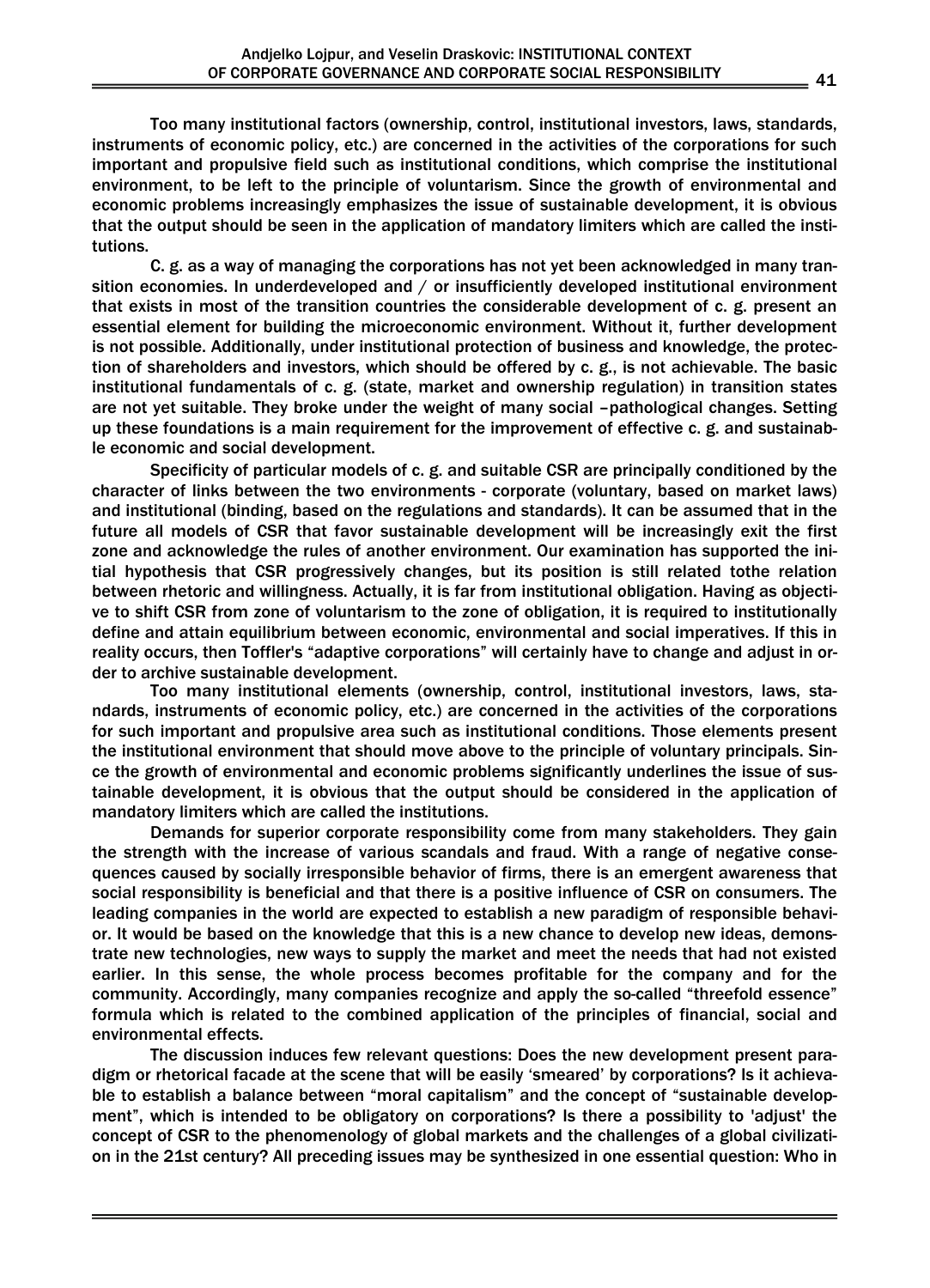Too many institutional factors (ownership, control, institutional investors, laws, standards, instruments of economic policy, etc.) are concerned in the activities of the corporations for such important and propulsive field such as institutional conditions, which comprise the institutional environment, to be left to the principle of voluntarism. Since the growth of environmental and economic problems increasingly emphasizes the issue of sustainable development, it is obvious that the output should be seen in the application of mandatory limiters which are called the institutions.

C. g. as a way of managing the corporations has not yet been acknowledged in many transition economies. In underdeveloped and / or insufficiently developed institutional environment that exists in most of the transition countries the considerable development of c. g. present an essential element for building the microeconomic environment. Without it, further development is not possible. Additionally, under institutional protection of business and knowledge, the protection of shareholders and investors, which should be offered by c. g., is not achievable. The basic institutional fundamentals of c. g. (state, market and ownership regulation) in transition states are not yet suitable. They broke under the weight of many social –pathological changes. Setting up these foundations is a main requirement for the improvement of effective c. g. and sustainable economic and social development.

Specificity of particular models of c. g. and suitable CSR are principally conditioned by the character of links between the two environments - corporate (voluntary, based on market laws) and institutional (binding, based on the regulations and standards). It can be assumed that in the future all models of CSR that favor sustainable development will be increasingly exit the first zone and acknowledge the rules of another environment. Our examination has supported the initial hypothesis that CSR progressively changes, but its position is still related tothe relation between rhetoric and willingness. Actually, it is far from institutional obligation. Having as objective to shift CSR from zone of voluntarism to the zone of obligation, it is required to institutionally define and attain equilibrium between economic, environmental and social imperatives. If this in reality occurs, then Toffler's "adaptive corporations" will certainly have to change and adjust in order to archive sustainable development.

Too many institutional elements (ownership, control, institutional investors, laws, standards, instruments of economic policy, etc.) are concerned in the activities of the corporations for such important and propulsive area such as institutional conditions. Those elements present the institutional environment that should move above to the principle of voluntary principals. Since the growth of environmental and economic problems significantly underlines the issue of sustainable development, it is obvious that the output should be considered in the application of mandatory limiters which are called the institutions.

Demands for superior corporate responsibility come from many stakeholders. They gain the strength with the increase of various scandals and fraud. With a range of negative consequences caused by socially irresponsible behavior of firms, there is an emergent awareness that social responsibility is beneficial and that there is a positive influence of CSR on consumers. The leading companies in the world are expected to establish a new paradigm of responsible behavior. It would be based on the knowledge that this is a new chance to develop new ideas, demonstrate new technologies, new ways to supply the market and meet the needs that had not existed earlier. In this sense, the whole process becomes profitable for the company and for the community. Accordingly, many companies recognize and apply the so-called "threefold essence" formula which is related to the combined application of the principles of financial, social and environmental effects.

The discussion induces few relevant questions: Does the new development present paradigm or rhetorical facade at the scene that will be easily 'smeared' by corporations? Is it achievable to establish a balance between "moral capitalism" and the concept of "sustainable development", which is intended to be obligatory on corporations? Is there a possibility to 'adjust' the concept of CSR to the phenomenology of global markets and the challenges of a global civilization in the 21st century? All preceding issues may be synthesized in one essential question: Who in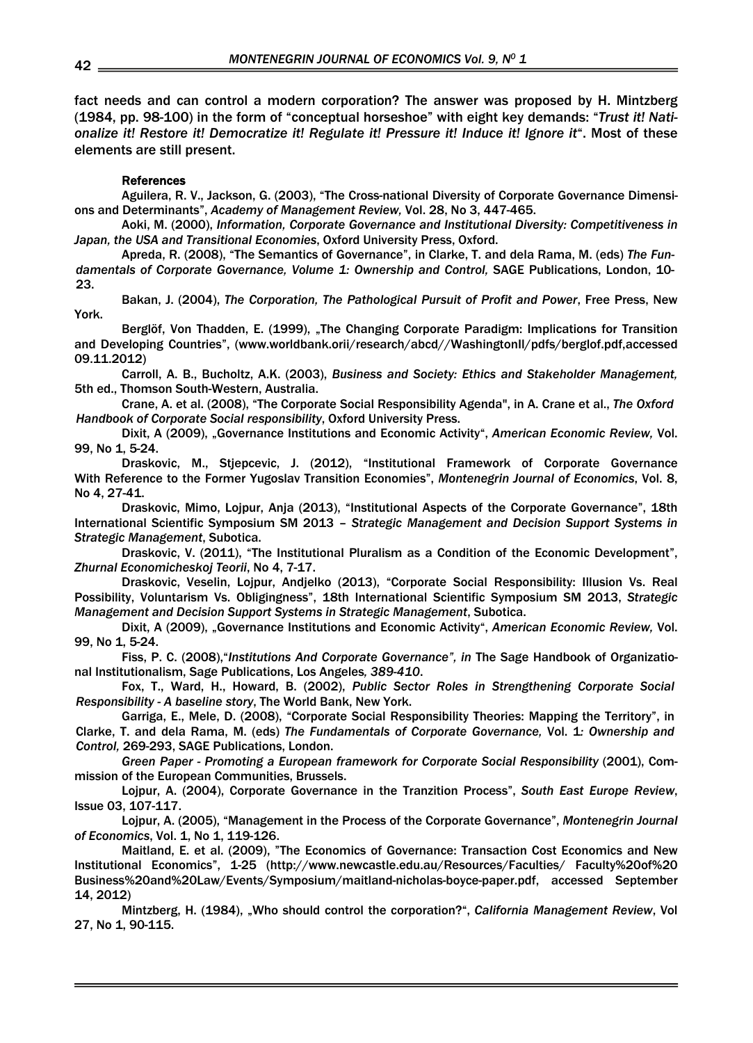fact needs and can control a modern corporation? The answer was proposed by H. Mintzberg (1984, pp. 98-100) in the form of "conceptual horseshoe" with eight key demands: "*Trust it! Nationalize it! Restore it! Democratize it! Regulate it! Pressure it! Induce it! Ignore it*". Most of these elements are still present.

#### References

Aguilera, R. V., Jackson, G. (2003), "The Cross-national Diversity of Corporate Governance Dimensions and Determinants", *Academy of Management Review,* Vol. 28, No 3, 447-465.

Aoki, M. (2000), *Information, Corporate Governance and Institutional Diversity: Competitiveness in Japan, the USA and Transitional Economies*, Oxford University Press, Oxford.

Apreda, R. (2008), "The Semantics of Governance", in Clarke, T. and dela Rama, M. (eds) *The Fundamentals of Corporate Governance, Volume 1: Ownership and Control,* SAGE Publications, London, 10-23.

Bakan, J. (2004), *The Corporation, The Pathological Pursuit of Profit and Power*, Free Press, New York.

Berglöf, Von Thadden, E. (1999), „The Changing Corporate Paradigm: Implications for Transition and Developing Countries", (www.worldbank.orii/research/abcd//Washingtonll/pdfs/berglof.pdf,accessed 09.11.2012)

Carroll, A. B., Bucholtz, A.K. (2003), *Business and Society: Ethics and Stakeholder Management,* 5th ed., Thomson South-Western, Australia.

Crane, A. et al. (2008), "The Corporate Social Responsibility Agenda", in A. Crane et al., *The Oxford Handbook of Corporate Social responsibility*, Oxford University Press.

Dixit, A (2009), „Governance Institutions and Economic Activity", *American Economic Review,* Vol. 99, No 1, 5-24.

Draskovic, M., Stjepcevic, J. (2012), "Institutional Framework of Corporate Governance With Reference to the Former Yugoslav Transition Economies", *Montenegrin Journal of Economics*, Vol. 8, No 4, 27-41.

Draskovic, Mimo, Lojpur, Anja (2013), "Institutional Aspects of the Corporate Governance", 18th International Scientific Symposium SM 2013 – *Strategic Management and Decision Support Systems in Strategic Management*, Subotica.

Draskovic, V. (2011), "The Institutional Pluralism as a Condition of the Economic Development", *Zhurnal Economicheskoj Teorii*, No 4, 7-17.

Draskovic, Veselin, Lojpur, Andjelko (2013), "Corporate Social Responsibility: Illusion Vs. Real Possibility, Voluntarism Vs. Obligingness", 18th International Scientific Symposium SM 2013, *Strategic Management and Decision Support Systems in Strategic Management*, Subotica.

Dixit, A (2009), „Governance Institutions and Economic Activity", *American Economic Review,* Vol. 99, No 1, 5-24.

Fiss, P. C. (2008),"*Institutions And Corporate Governance", in* The Sage Handbook of Organizational Institutionalism, Sage Publications, Los Angeles*, 389-410*.

Fox, T., Ward, H., Howard, B. (2002), *Public Sector Roles in Strengthening Corporate Social Responsibility - A baseline story*, The World Bank, New York.

Garriga, E., Mele, D. (2008), "Corporate Social Responsibility Theories: Mapping the Territory", in Clarke, T. and dela Rama, M. (eds) *The Fundamentals of Corporate Governance,* Vol. 1*: Ownership and Control,* 269-293, SAGE Publications, London.

*Green Paper - Promoting a European framework for Corporate Social Responsibility* (2001), Commission of the European Communities, Brussels.

Lojpur, A. (2004), Corporate Governance in the Tranzition Process", *South East Europe Review*, Issue 03, 107-117.

Lojpur, A. (2005), "Management in the Process of the Corporate Governance", *Montenegrin Journal of Economics*, Vol. 1, No 1, 119-126.

Maitland, E. et al. (2009), "The Economics of Governance: Transaction Cost Economics and New Institutional Economics", 1-25 (http://www.newcastle.edu.au/Resources/Faculties/ Faculty%20of%20 Business%20and%20Law/Events/Symposium/maitland-nicholas-boyce-paper.pdf, accessed September 14, 2012)

Mintzberg, H. (1984), „Who should control the corporation?", *California Management Review*, Vol 27, No 1, 90-115.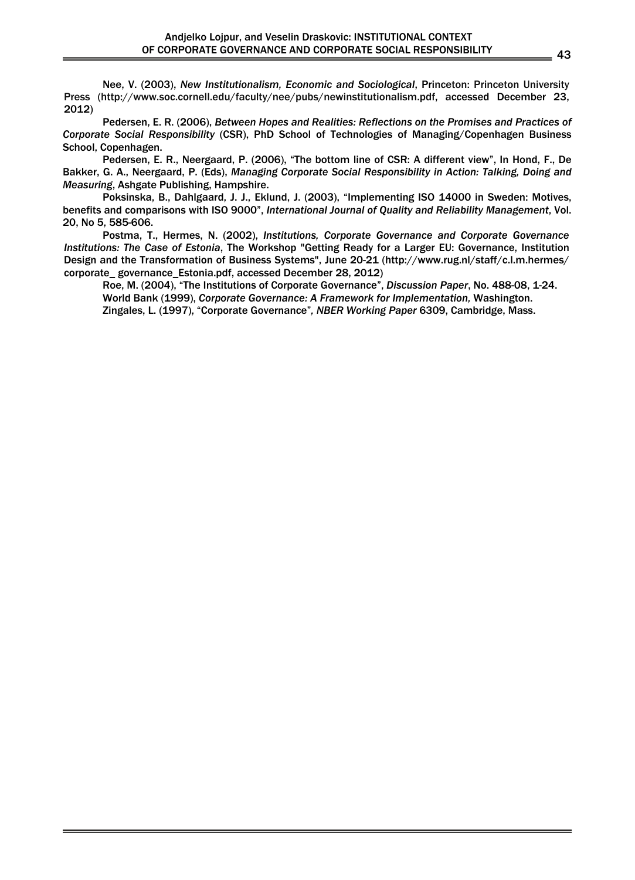Nee, V. (2003), *New Institutionalism, Economic and Sociological*, Princeton: Princeton University Press (http://www.soc.cornell.edu/faculty/nee/pubs/newinstitutionalism.pdf, accessed December 23, 2012)

Pedersen, E. R. (2006), *Between Hopes and Realities: Reflections on the Promises and Practices of Corporate Social Responsibility* (CSR), PhD School of Technologies of Managing/Copenhagen Business School, Copenhagen.

Pedersen, E. R., Neergaard, P. (2006), "The bottom line of CSR: A different view", In Hond, F., De Bakker, G. A., Neergaard, P. (Eds), *Managing Corporate Social Responsibility in Action: Talking, Doing and Measuring*, Ashgate Publishing, Hampshire.

Poksinska, B., Dahlgaard, J. J., Eklund, J. (2003), "Implementing ISO 14000 in Sweden: Motives, benefits and comparisons with ISO 9000", *International Journal of Quality and Reliability Management*, Vol. 20, No 5, 585-606.

Postma, T., Hermes, N. (2002), *Institutions, Corporate Governance and Corporate Governance Institutions: The Case of Estonia*, The Workshop "Getting Ready for a Larger EU: Governance, Institution Design and the Transformation of Business Systems", June 20-21 (http://www.rug.nl/staff/c.l.m.hermes/corporate_ governance_Estonia.pdf, accessed December 28, 2012)

Roe, M. (2004), "The Institutions of Corporate Governance", *Discussion Paper*, No. 488-08, 1-24.

World Bank (1999), *Corporate Governance: A Framework for Implementation,* Washington.

Zingales, L. (1997), "Corporate Governance"*, NBER Working Paper* 6309, Cambridge, Mass.